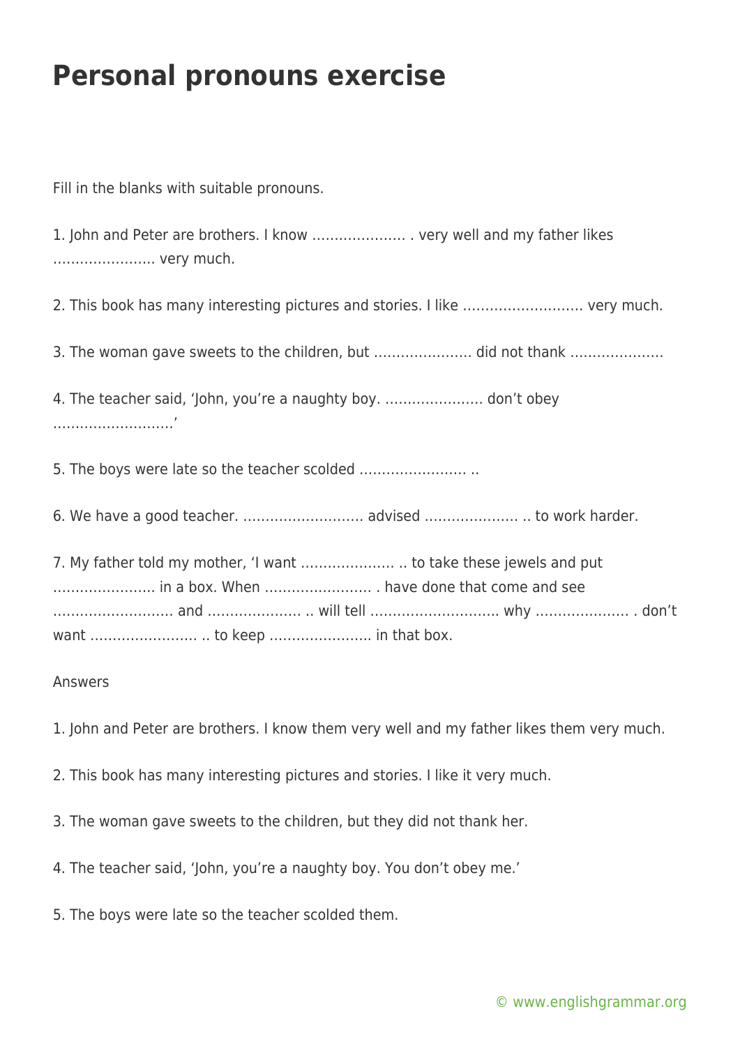# Personal pronouns exercise

Fill in the blanks with suitable pronouns.

1. John and Peter are brothers. I know ………………… . very well and my father likes ………………….. very much.

2. This book has many interesting pictures and stories. I like ……………………… very much.

3. The woman gave sweets to the children, but …………………. did not thank …………………

4. The teacher said, 'John, you're a naughty boy. …………………. don't obey ………………………'

5. The boys were late so the teacher scolded …………………… ..

6. We have a good teacher. ……………………… advised ………………… .. to work harder.

7. My father told my mother, 'I want ………………… .. to take these jewels and put ………………….. in a box. When …………………… . have done that come and see ……………………… and ………………… .. will tell ………………………. why ………………… . don't want …………………… .. to keep ………………….. in that box.

Answers

1. John and Peter are brothers. I know them very well and my father likes them very much.

2. This book has many interesting pictures and stories. I like it very much.

3. The woman gave sweets to the children, but they did not thank her.

4. The teacher said, 'John, you're a naughty boy. You don't obey me.'

5. The boys were late so the teacher scolded them.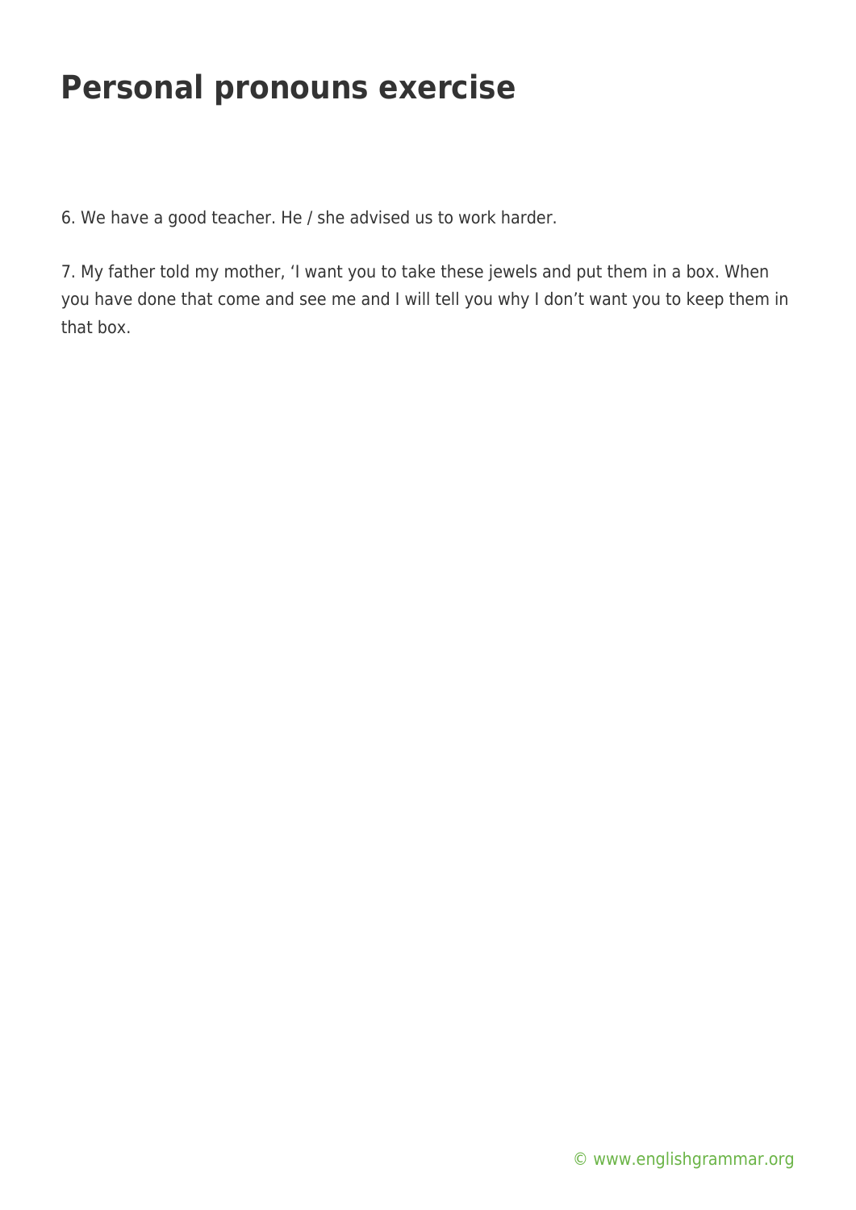# Personal pronouns exercise

6. We have a good teacher. He / she advised us to work harder.

7. My father told my mother, ‘I want you to take these jewels and put them in a box. When you have done that come and see me and I will tell you why I don’t want you to keep them in that box.